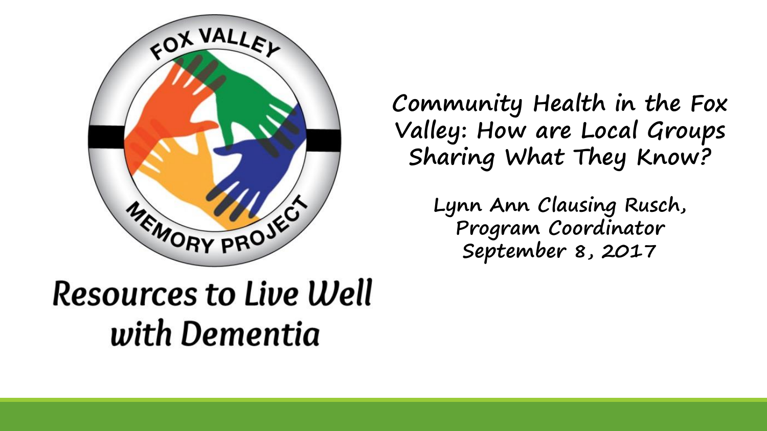FOX VALLEY MEMORY PROJECT

Resources to Live Well with Dementia

# Community Health in the Fox Valley: How are Local Groups Sharing What They Know?

Lynn Ann Clausing Rusch, Program Coordinator
September 8, 2017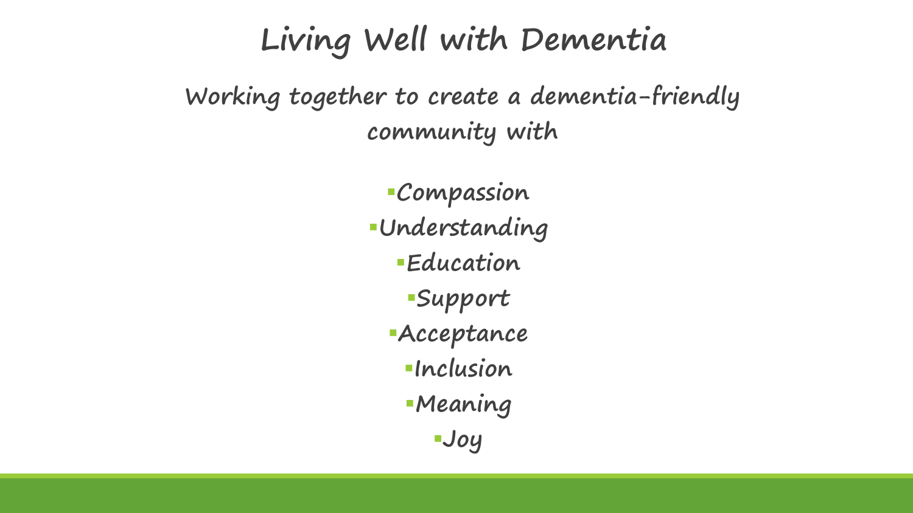# Living Well with Dementia

## Working together to create a dementia-friendly community with

- Compassion
- Understanding
- Education
- Support
- Acceptance
- Inclusion
- Meaning
- Joy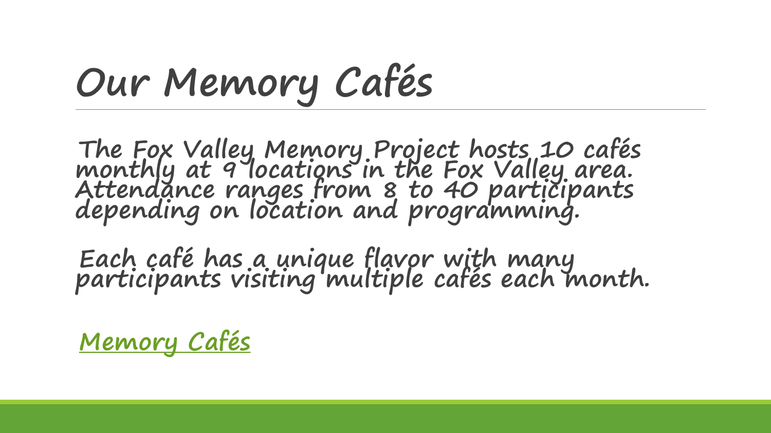# Our Memory Cafés

The Fox Valley Memory Project hosts 10 cafés monthly at 9 locations in the Fox Valley area. Attendance ranges from 8 to 40 participants depending on location and programming.

Each café has a unique flavor with many participants visiting multiple cafés each month.

Memory Cafés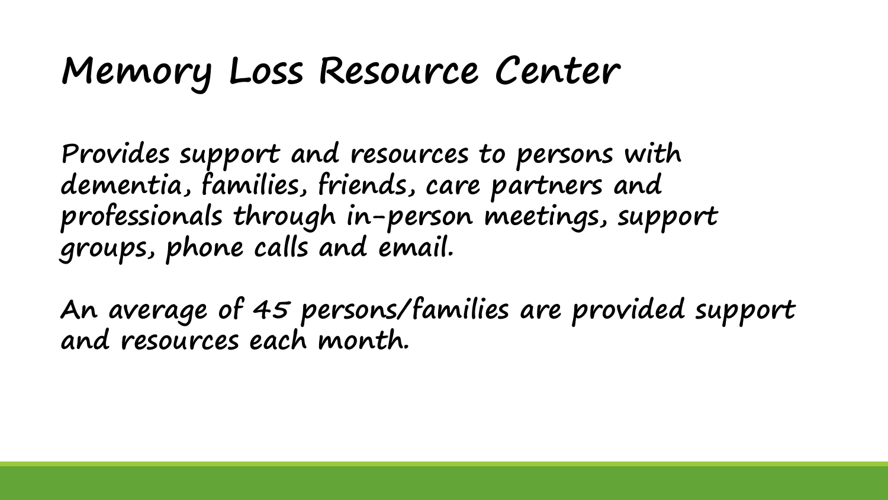# Memory Loss Resource Center

Provides support and resources to persons with dementia, families, friends, care partners and professionals through in-person meetings, support groups, phone calls and email.

An average of 45 persons/families are provided support and resources each month.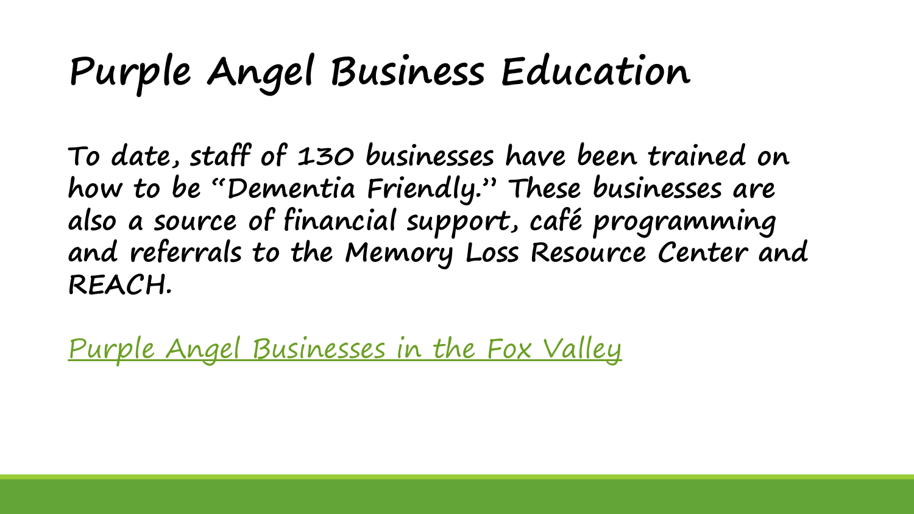# Purple Angel Business Education

**To date, staff of 130 businesses have been trained on how to be "Dementia Friendly." These businesses are also a source of financial support, café programming and referrals to the Memory Loss Resource Center and REACH.**

Purple Angel Businesses in the Fox Valley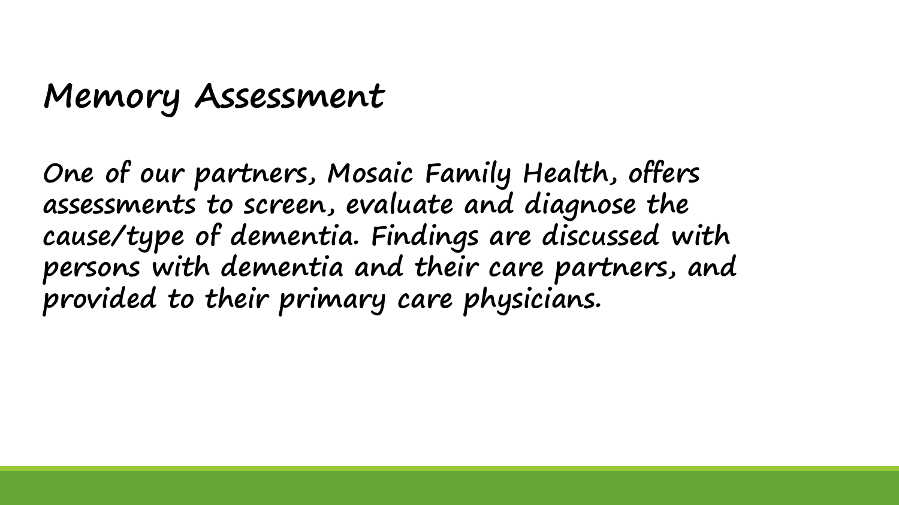# Memory Assessment

One of our partners, Mosaic Family Health, offers assessments to screen, evaluate and diagnose the cause/type of dementia. Findings are discussed with persons with dementia and their care partners, and provided to their primary care physicians.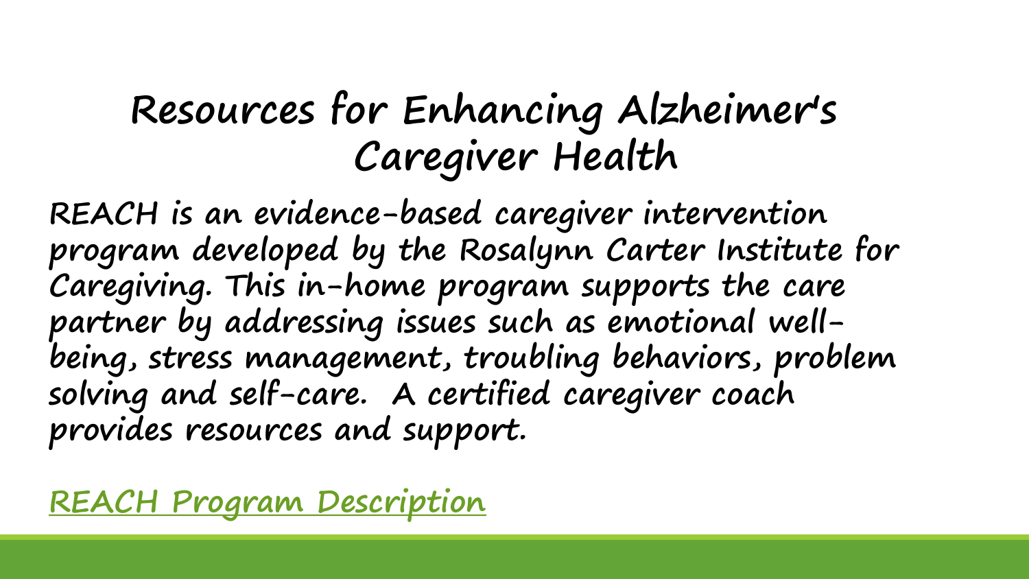# Resources for Enhancing Alzheimer's Caregiver Health

**REACH is an evidence-based caregiver intervention program developed by the Rosalynn Carter Institute for Caregiving. This in-home program supports the care partner by addressing issues such as emotional well-being, stress management, troubling behaviors, problem solving and self-care. A certified caregiver coach provides resources and support.**

REACH Program Description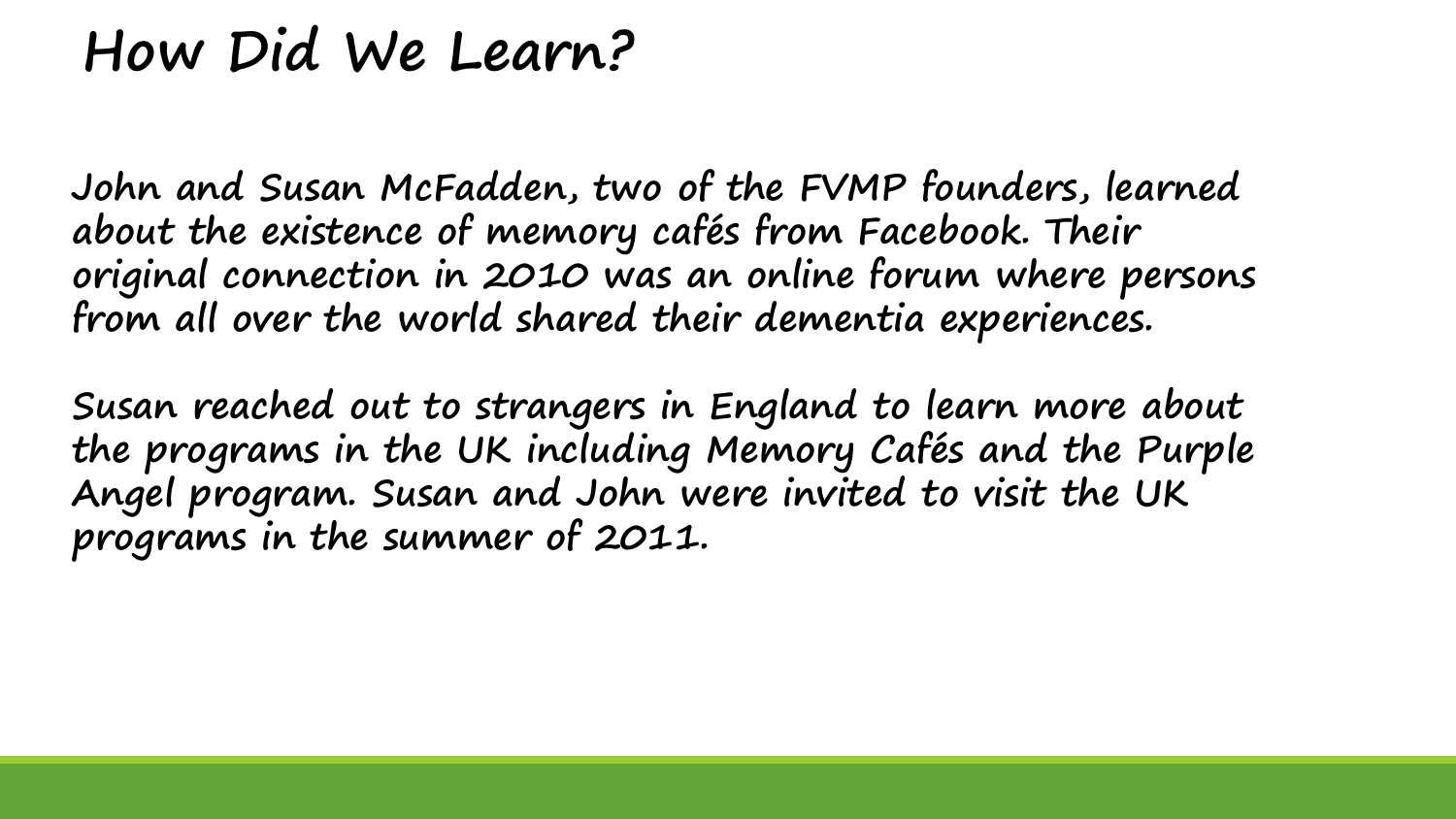# How Did We Learn?

John and Susan McFadden, two of the FVMP founders, learned about the existence of memory cafés from Facebook. Their original connection in 2010 was an online forum where persons from all over the world shared their dementia experiences.

Susan reached out to strangers in England to learn more about the programs in the UK including Memory Cafés and the Purple Angel program. Susan and John were invited to visit the UK programs in the summer of 2011.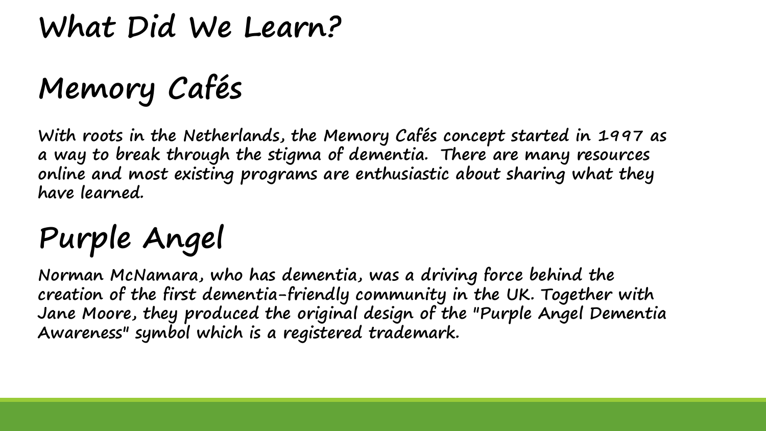# What Did We Learn?

## Memory Cafés

**With roots in the Netherlands, the Memory Cafés concept started in 1997 as a way to break through the stigma of dementia. There are many resources online and most existing programs are enthusiastic about sharing what they have learned.**

## Purple Angel

**Norman McNamara, who has dementia, was a driving force behind the creation of the first dementia-friendly community in the UK. Together with Jane Moore, they produced the original design of the "Purple Angel Dementia Awareness" symbol which is a registered trademark.**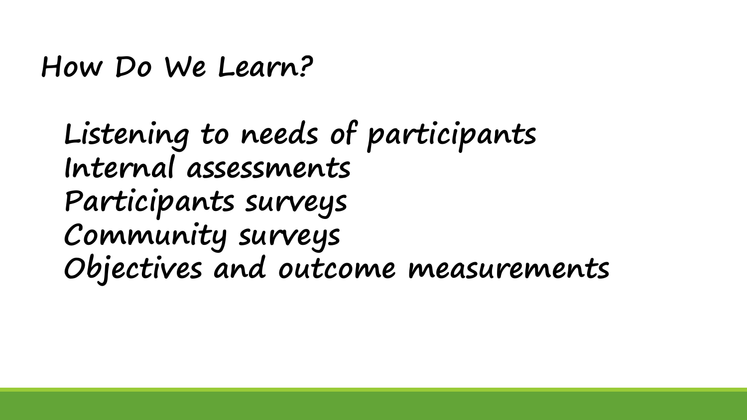# How Do We Learn?

Listening to needs of participants
Internal assessments
Participants surveys
Community surveys
Objectives and outcome measurements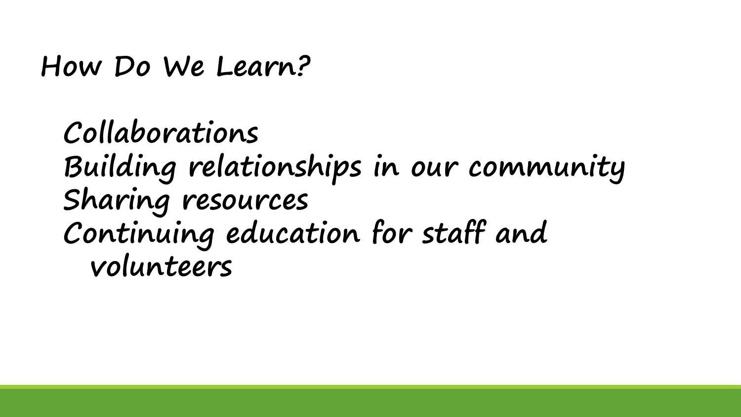# How Do We Learn?

- Collaborations
- Building relationships in our community
- Sharing resources
- Continuing education for staff and volunteers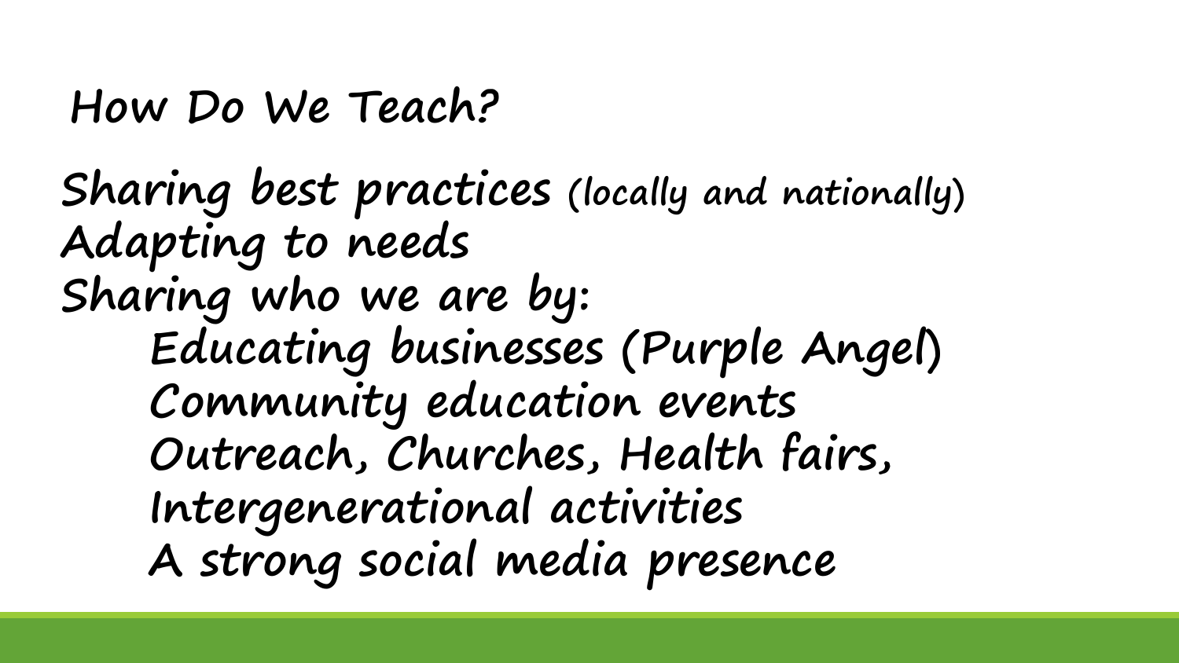# How Do We Teach?

- Sharing best practices (locally and nationally)
- Adapting to needs
- Sharing who we are by:
  - Educating businesses (Purple Angel)
  - Community education events
  - Outreach, Churches, Health fairs,
  - Intergenerational activities
  - A strong social media presence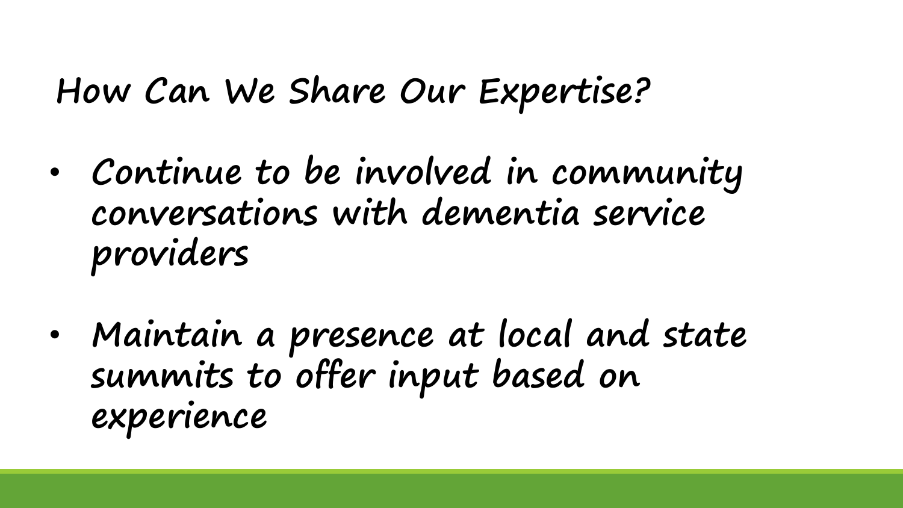# How Can We Share Our Expertise?

- Continue to be involved in community conversations with dementia service providers
- Maintain a presence at local and state summits to offer input based on experience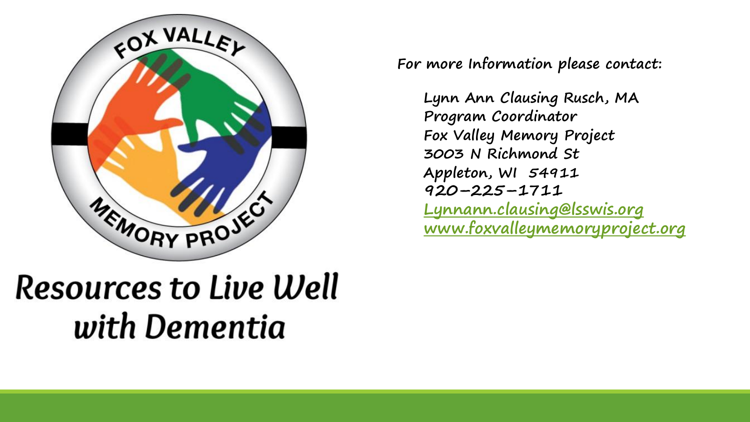# Resources to Live Well with Dementia

For more Information please contact:

Lynn Ann Clausing Rusch, MA
Program Coordinator
Fox Valley Memory Project
3003 N Richmond St
Appleton, WI 54911
920-225-1711
Lynnann.clausing@lsswis.org
www.foxvalleymemoryproject.org